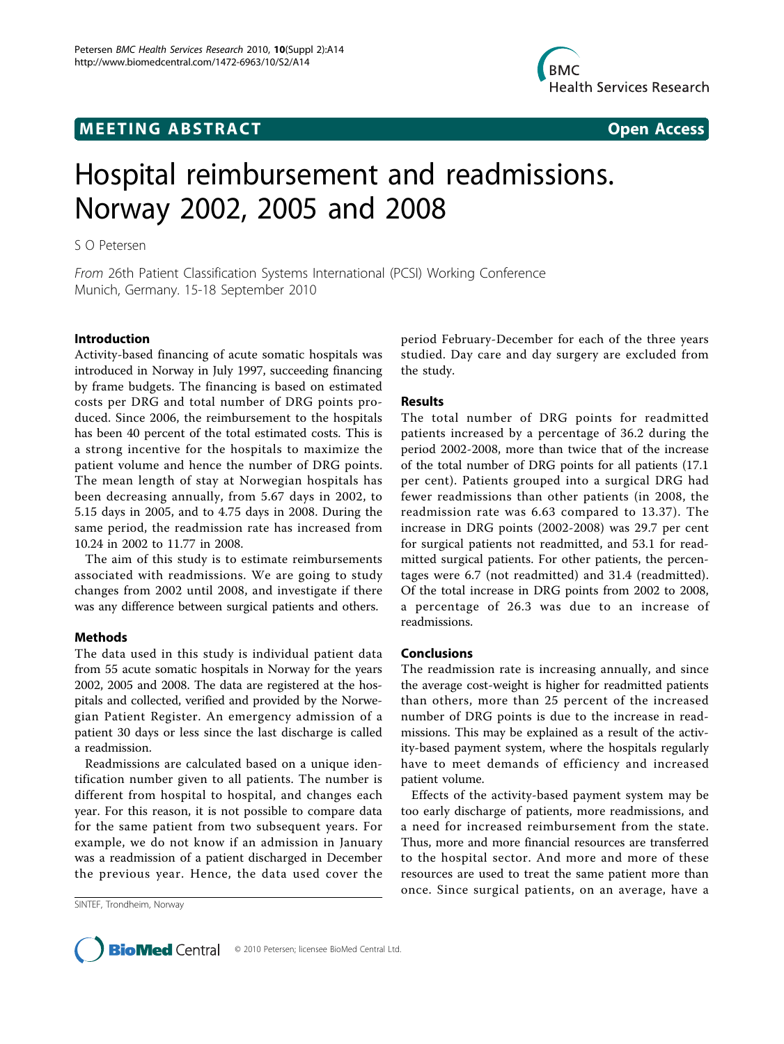**MEETING ABSTRACT** **Open Access**

# Hospital reimbursement and readmissions. Norway 2002, 2005 and 2008

S O Petersen

*From* 26th Patient Classification Systems International (PCSI) Working Conference
Munich, Germany. 15-18 September 2010

## Introduction

Activity-based financing of acute somatic hospitals was introduced in Norway in July 1997, succeeding financing by frame budgets. The financing is based on estimated costs per DRG and total number of DRG points produced. Since 2006, the reimbursement to the hospitals has been 40 percent of the total estimated costs. This is a strong incentive for the hospitals to maximize the patient volume and hence the number of DRG points. The mean length of stay at Norwegian hospitals has been decreasing annually, from 5.67 days in 2002, to 5.15 days in 2005, and to 4.75 days in 2008. During the same period, the readmission rate has increased from 10.24 in 2002 to 11.77 in 2008.

The aim of this study is to estimate reimbursements associated with readmissions. We are going to study changes from 2002 until 2008, and investigate if there was any difference between surgical patients and others.

## Methods

The data used in this study is individual patient data from 55 acute somatic hospitals in Norway for the years 2002, 2005 and 2008. The data are registered at the hospitals and collected, verified and provided by the Norwegian Patient Register. An emergency admission of a patient 30 days or less since the last discharge is called a readmission.

Readmissions are calculated based on a unique identification number given to all patients. The number is different from hospital to hospital, and changes each year. For this reason, it is not possible to compare data for the same patient from two subsequent years. For example, we do not know if an admission in January was a readmission of a patient discharged in December the previous year. Hence, the data used cover the period February-December for each of the three years studied. Day care and day surgery are excluded from the study.

## Results

The total number of DRG points for readmitted patients increased by a percentage of 36.2 during the period 2002-2008, more than twice that of the increase of the total number of DRG points for all patients (17.1 per cent). Patients grouped into a surgical DRG had fewer readmissions than other patients (in 2008, the readmission rate was 6.63 compared to 13.37). The increase in DRG points (2002-2008) was 29.7 per cent for surgical patients not readmitted, and 53.1 for readmitted surgical patients. For other patients, the percentages were 6.7 (not readmitted) and 31.4 (readmitted). Of the total increase in DRG points from 2002 to 2008, a percentage of 26.3 was due to an increase of readmissions.

## Conclusions

The readmission rate is increasing annually, and since the average cost-weight is higher for readmitted patients than others, more than 25 percent of the increased number of DRG points is due to the increase in readmissions. This may be explained as a result of the activity-based payment system, where the hospitals regularly have to meet demands of efficiency and increased patient volume.

Effects of the activity-based payment system may be too early discharge of patients, more readmissions, and a need for increased reimbursement from the state. Thus, more and more financial resources are transferred to the hospital sector. And more and more of these resources are used to treat the same patient more than once. Since surgical patients, on an average, have a

SINTEF, Trondheim, Norway

© 2010 Petersen; licensee BioMed Central Ltd.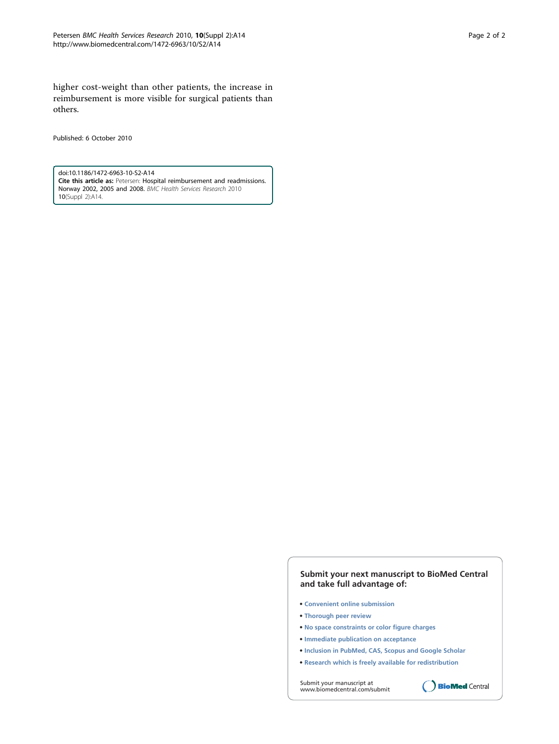higher cost-weight than other patients, the increase in reimbursement is more visible for surgical patients than others.

Published: 6 October 2010

doi:10.1186/1472-6963-10-S2-A14
**Cite this article as:** Petersen: **Hospital reimbursement and readmissions. Norway 2002, 2005 and 2008.** *BMC Health Services Research* 2010 **10**(Suppl 2):A14.

**Submit your next manuscript to BioMed Central and take full advantage of:**

- **Convenient online submission**
- **Thorough peer review**
- **No space constraints or color figure charges**
- **Immediate publication on acceptance**
- **Inclusion in PubMed, CAS, Scopus and Google Scholar**
- **Research which is freely available for redistribution**

Submit your manuscript at
www.biomedcentral.com/submit

BioMed Central